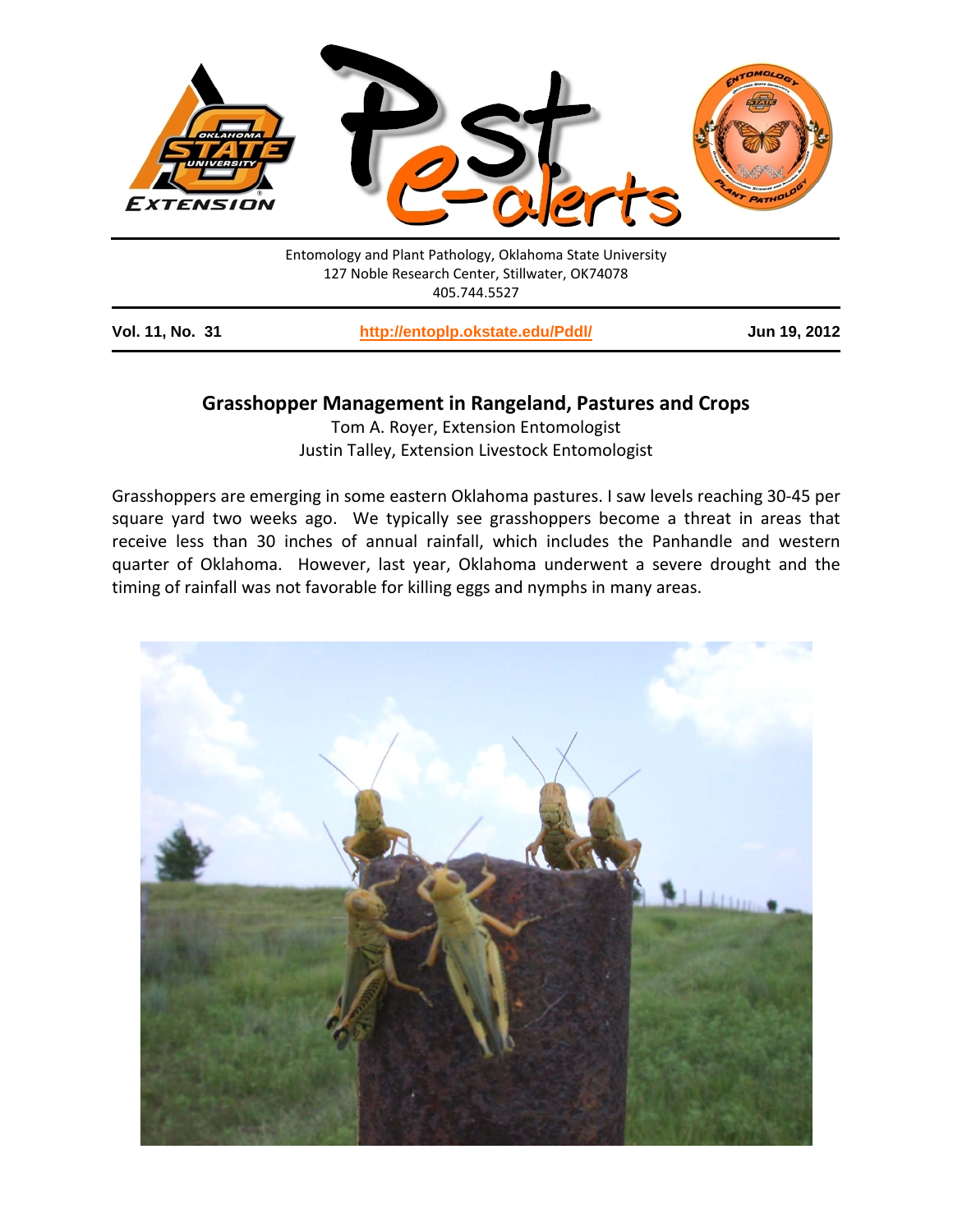Entomology and Plant Pathology, Oklahoma State University
127 Noble Research Center, Stillwater, OK74078
405.744.5527

**Vol. 11, No. 31** | **http://entoplp.okstate.edu/Pddl/** | **Jun 19, 2012**

## Grasshopper Management in Rangeland, Pastures and Crops

Tom A. Royer, Extension Entomologist
Justin Talley, Extension Livestock Entomologist

Grasshoppers are emerging in some eastern Oklahoma pastures. I saw levels reaching 30-45 per square yard two weeks ago. We typically see grasshoppers become a threat in areas that receive less than 30 inches of annual rainfall, which includes the Panhandle and western quarter of Oklahoma. However, last year, Oklahoma underwent a severe drought and the timing of rainfall was not favorable for killing eggs and nymphs in many areas.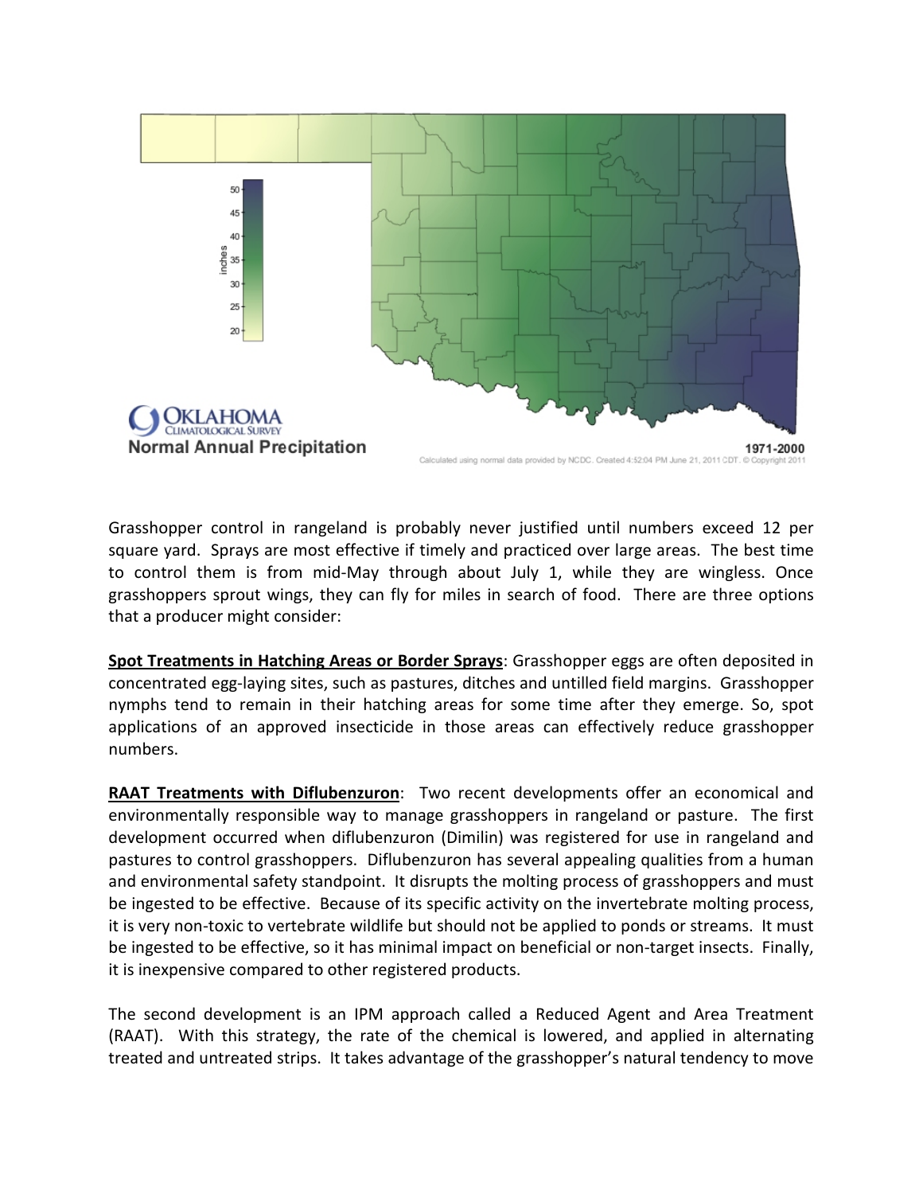Grasshopper control in rangeland is probably never justified until numbers exceed 12 per square yard. Sprays are most effective if timely and practiced over large areas. The best time to control them is from mid-May through about July 1, while they are wingless. Once grasshoppers sprout wings, they can fly for miles in search of food. There are three options that a producer might consider:

**Spot Treatments in Hatching Areas or Border Sprays**: Grasshopper eggs are often deposited in concentrated egg-laying sites, such as pastures, ditches and untilled field margins. Grasshopper nymphs tend to remain in their hatching areas for some time after they emerge. So, spot applications of an approved insecticide in those areas can effectively reduce grasshopper numbers.

**RAAT Treatments with Diflubenzuron**: Two recent developments offer an economical and environmentally responsible way to manage grasshoppers in rangeland or pasture. The first development occurred when diflubenzuron (Dimilin) was registered for use in rangeland and pastures to control grasshoppers. Diflubenzuron has several appealing qualities from a human and environmental safety standpoint. It disrupts the molting process of grasshoppers and must be ingested to be effective. Because of its specific activity on the invertebrate molting process, it is very non-toxic to vertebrate wildlife but should not be applied to ponds or streams. It must be ingested to be effective, so it has minimal impact on beneficial or non-target insects. Finally, it is inexpensive compared to other registered products.

The second development is an IPM approach called a Reduced Agent and Area Treatment (RAAT). With this strategy, the rate of the chemical is lowered, and applied in alternating treated and untreated strips. It takes advantage of the grasshopper's natural tendency to move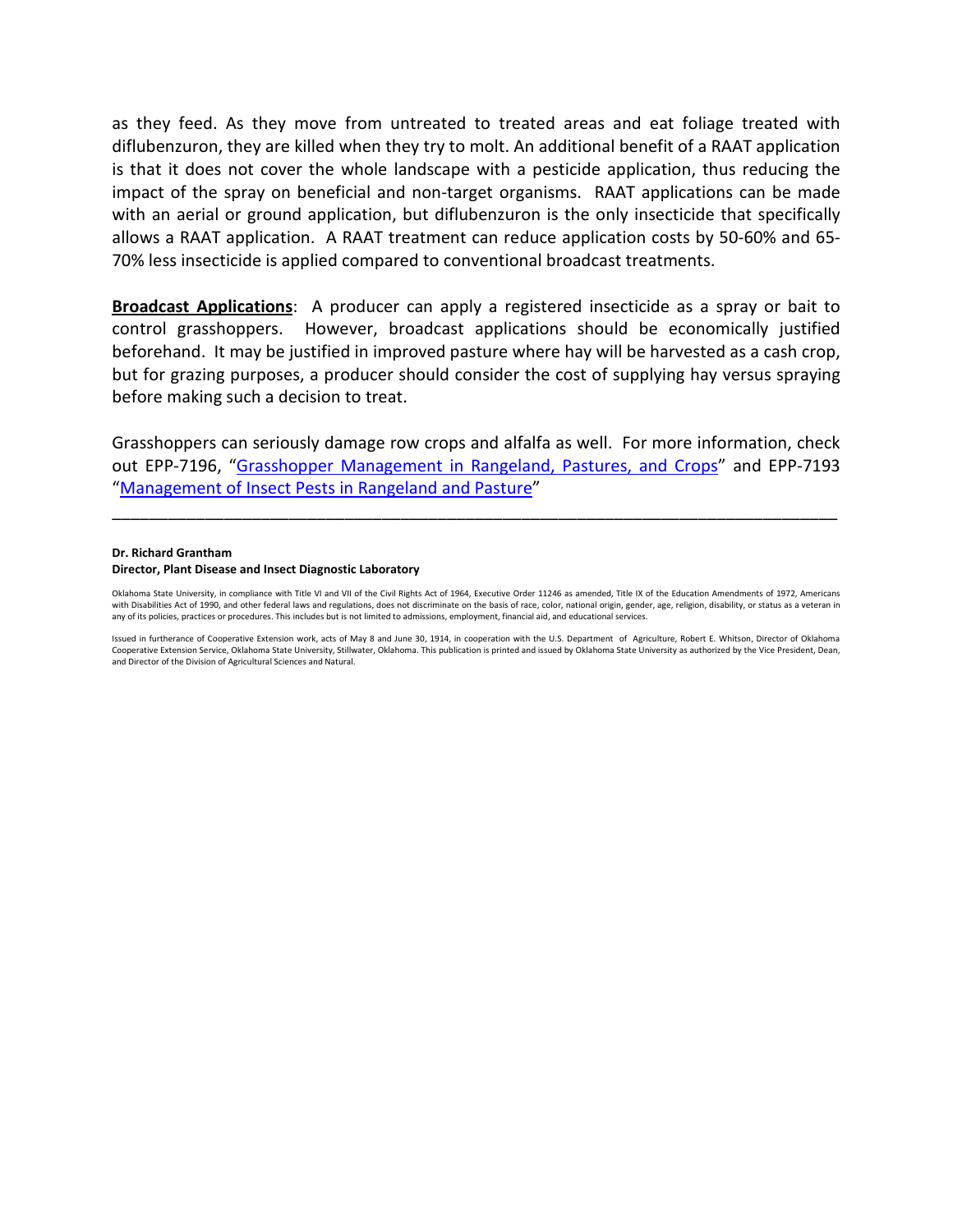as they feed. As they move from untreated to treated areas and eat foliage treated with diflubenzuron, they are killed when they try to molt. An additional benefit of a RAAT application is that it does not cover the whole landscape with a pesticide application, thus reducing the impact of the spray on beneficial and non-target organisms. RAAT applications can be made with an aerial or ground application, but diflubenzuron is the only insecticide that specifically allows a RAAT application. A RAAT treatment can reduce application costs by 50-60% and 65-70% less insecticide is applied compared to conventional broadcast treatments.

**Broadcast Applications**: A producer can apply a registered insecticide as a spray or bait to control grasshoppers. However, broadcast applications should be economically justified beforehand. It may be justified in improved pasture where hay will be harvested as a cash crop, but for grazing purposes, a producer should consider the cost of supplying hay versus spraying before making such a decision to treat.

Grasshoppers can seriously damage row crops and alfalfa as well. For more information, check out EPP-7196, "Grasshopper Management in Rangeland, Pastures, and Crops" and EPP-7193 "Management of Insect Pests in Rangeland and Pasture"

---

**Dr. Richard Grantham**
**Director, Plant Disease and Insect Diagnostic Laboratory**

Oklahoma State University, in compliance with Title VI and VII of the Civil Rights Act of 1964, Executive Order 11246 as amended, Title IX of the Education Amendments of 1972, Americans with Disabilities Act of 1990, and other federal laws and regulations, does not discriminate on the basis of race, color, national origin, gender, age, religion, disability, or status as a veteran in any of its policies, practices or procedures. This includes but is not limited to admissions, employment, financial aid, and educational services.

Issued in furtherance of Cooperative Extension work, acts of May 8 and June 30, 1914, in cooperation with the U.S. Department of Agriculture, Robert E. Whitson, Director of Oklahoma Cooperative Extension Service, Oklahoma State University, Stillwater, Oklahoma. This publication is printed and issued by Oklahoma State University as authorized by the Vice President, Dean, and Director of the Division of Agricultural Sciences and Natural.